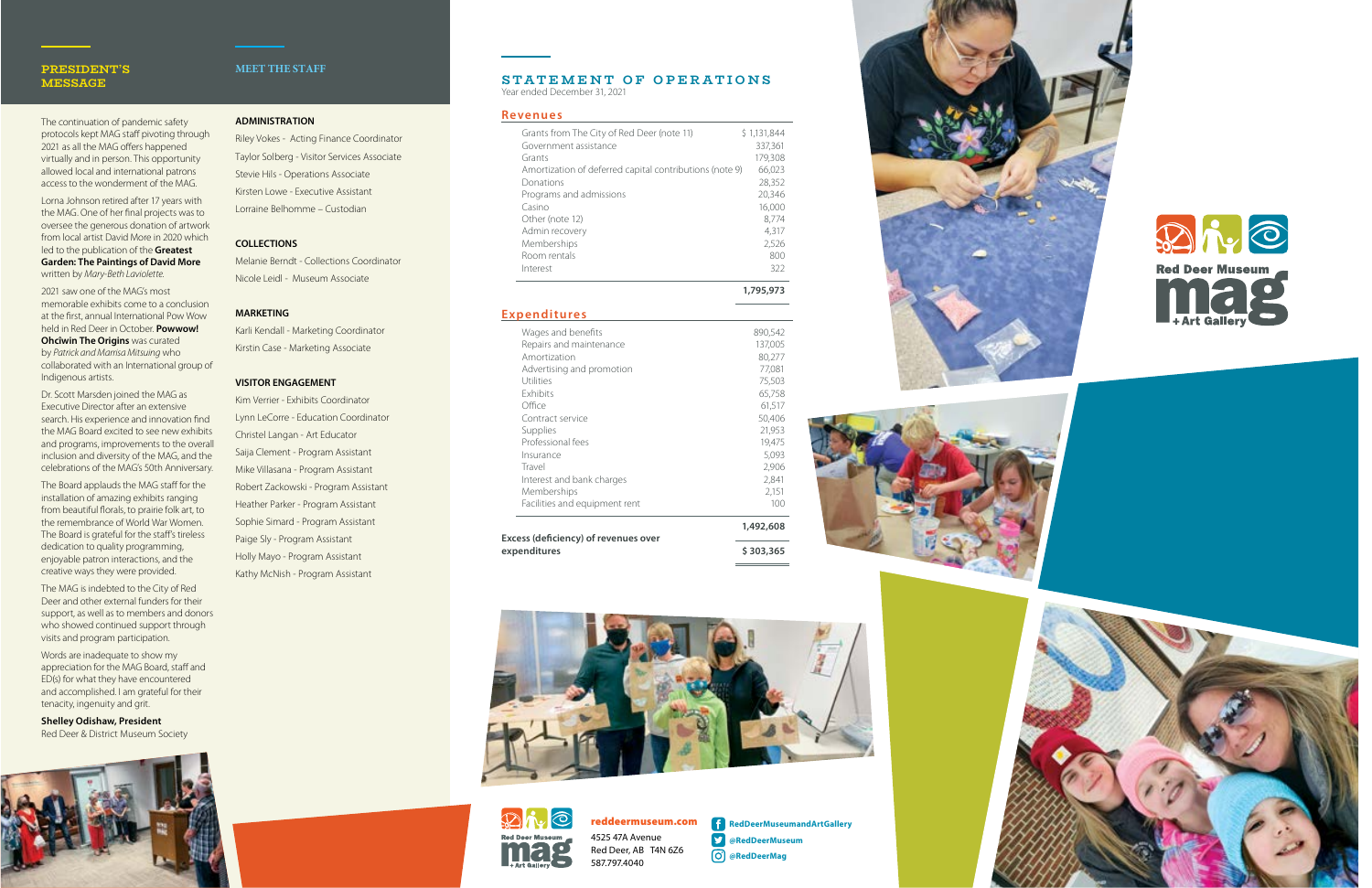## PRESIDENT'S MESSAGE

The continuation of pandemic safety protocols kept MAG staff pivoting through 2021 as all the MAG offers happened virtually and in person. This opportunity allowed local and international patrons access to the wonderment of the MAG.

Lorna Johnson retired after 17 years with the MAG. One of her final projects was to oversee the generous donation of artwork from local artist David More in 2020 which led to the publication of the **Greatest Garden: The Paintings of David More** written by *Mary-Beth Laviolette*.

2021 saw one of the MAG's most memorable exhibits come to a conclusion at the first, annual International Pow Wow held in Red Deer in October. **Powwow! Ohcîwin The Origins** was curated by *Patrick and Mamisa Mitsuing* who collaborated with an International group of Indigenous artists.

Dr. Scott Marsden joined the MAG as Executive Director after an extensive search. His experience and innovation find the MAG Board excited to see new exhibits and programs, improvements to the overall inclusion and diversity of the MAG, and the celebrations of the MAG's 50th Anniversary.

The Board applauds the MAG staff for the installation of amazing exhibits ranging from beautiful florals, to prairie folk art, to the remembrance of World War Women. The Board is grateful for the staff's tireless dedication to quality programming, enjoyable patron interactions, and the creative ways they were provided.

The MAG is indebted to the City of Red Deer and other external funders for their support, as well as to members and donors who showed continued support through visits and program participation.

Words are inadequate to show my appreciation for the MAG Board, staff and ED(s) for what they have encountered and accomplished. I am grateful for their tenacity, ingenuity and grit.

**Shelley Odishaw, President**
Red Deer & District Museum Society

## MEET THE STAFF

### ADMINISTRATION

Riley Vokes - Acting Finance Coordinator
Taylor Solberg - Visitor Services Associate
Stevie Hils - Operations Associate
Kirsten Lowe - Executive Assistant
Lorraine Belhomme – Custodian

### COLLECTIONS

Melanie Berndt - Collections Coordinator
Nicole Leidl - Museum Associate

### MARKETING

Karli Kendall - Marketing Coordinator
Kirstin Case - Marketing Associate

### VISITOR ENGAGEMENT

Kim Verrier - Exhibits Coordinator
Lynn LeCorre - Education Coordinator
Christel Langan - Art Educator
Saija Clement - Program Assistant
Mike Villasana - Program Assistant
Robert Zackowski - Program Assistant
Heather Parker - Program Assistant
Sophie Simard - Program Assistant
Paige Sly - Program Assistant
Holly Mayo - Program Assistant
Kathy McNish - Program Assistant

## STATEMENT OF OPERATIONS

Year ended December 31, 2021

### Revenues

| | |
|---|---|
| Grants from The City of Red Deer (note 11) | $ 1,131,844 |
| Government assistance | 337,361 |
| Grants | 179,308 |
| Amortization of deferred capital contributions (note 9) | 66,023 |
| Donations | 28,352 |
| Programs and admissions | 20,346 |
| Casino | 16,000 |
| Other (note 12) | 8,774 |
| Admin recovery | 4,317 |
| Memberships | 2,526 |
| Room rentals | 800 |
| Interest | 322 |
| | **1,795,973** |

### Expenditures

| | |
|---|---|
| Wages and benefits | 890,542 |
| Repairs and maintenance | 137,005 |
| Amortization | 80,277 |
| Advertising and promotion | 77,081 |
| Utilities | 75,503 |
| Exhibits | 65,758 |
| Office | 61,517 |
| Contract service | 50,406 |
| Supplies | 21,953 |
| Professional fees | 19,475 |
| Insurance | 5,093 |
| Travel | 2,906 |
| Interest and bank charges | 2,841 |
| Memberships | 2,151 |
| Facilities and equipment rent | 100 |
| | **1,492,608** |
| **Excess (deficiency) of revenues over expenditures** | **$ 303,365** |

Red Deer Museum mag + Art Gallery

**reddeermuseum.com**
4525 47A Avenue
Red Deer, AB T4N 6Z6
587.797.4040

RedDeerMuseumandArtGallery
@RedDeerMuseum
@RedDeerMag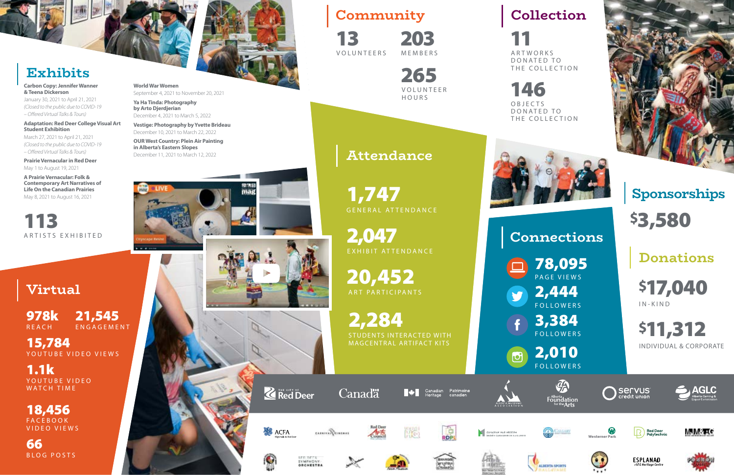## Exhibits

**Carbon Copy: Jennifer Wanner & Teena Dickerson**
January 30, 2021 to April 21, 2021
*(Closed to the public due to COVID-19 – Offered Virtual Talks & Tours)*

**Adaptation: Red Deer College Visual Art Student Exhibition**
March 27, 2021 to April 21, 2021
*(Closed to the public due to COVID-19 – Offered Virtual Talks & Tours)*

**Prairie Vernacular in Red Deer**
May 1 to August 19, 2021

**A Prairie Vernacular: Folk & Contemporary Art Narratives of Life On the Canadian Prairies**
May 8, 2021 to August 16, 2021

**World War Women**
September 4, 2021 to November 20, 2021

**Ya Ha Tinda: Photography by Arto Djerdjerian**
December 4, 2021 to March 5, 2022

**Vestige: Photography by Yvette Brideau**
December 10, 2021 to March 22, 2022

**OUR West Country: Plein Air Painting in Alberta's Eastern Slopes**
December 11, 2021 to March 12, 2022

**113**
ARTISTS EXHIBITED

## Community

**13**
VOLUNTEERS

**203**
MEMBERS

**265**
VOLUNTEER HOURS

## Collection

**11**
ARTWORKS DONATED TO THE COLLECTION

**146**
OBJECTS DONATED TO THE COLLECTION

## Attendance

**1,747**
GENERAL ATTENDANCE

**2,047**
EXHIBIT ATTENDANCE

**20,452**
ART PARTICIPANTS

**2,284**
STUDENTS INTERACTED WITH MAGCENTRAL ARTIFACT KITS

## Connections

**78,095**
PAGE VIEWS

**2,444**
FOLLOWERS

**3,384**
FOLLOWERS

**2,010**
FOLLOWERS

## Sponsorships

**$3,580**

## Donations

**$17,040**
IN-KIND

**$11,312**
INDIVIDUAL & CORPORATE

## Virtual

**978k**
REACH

**21,545**
ENGAGEMENT

**15,784**
YOUTUBE VIDEO VIEWS

**1.1k**
YOUTUBE VIDEO WATCH TIME

**18,456**
FACEBOOK VIDEO VIEWS

**66**
BLOG POSTS